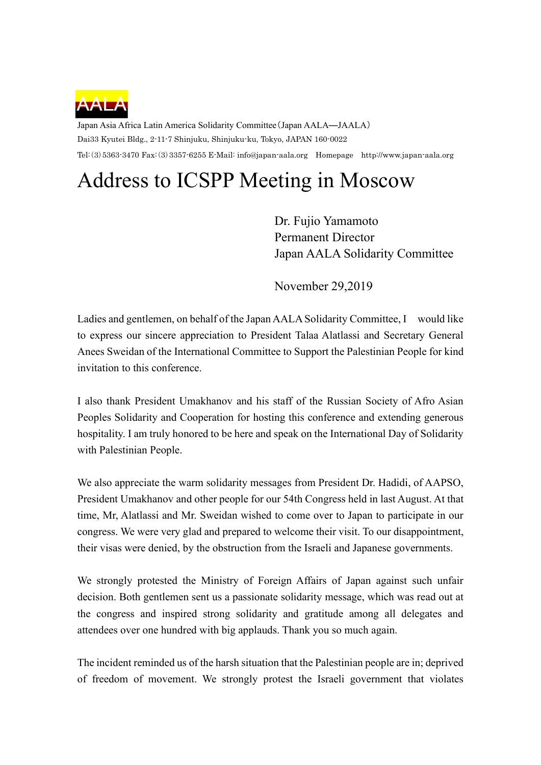AALA

Japan Asia Africa Latin America Solidarity Committee（Japan AALA―JAALA）

Dai33 Kyutei Bldg., 2-11-7 Shinjuku, Shinjuku-ku, Tokyo, JAPAN 160-0022

Tel: (3) 5363-3470 Fax: (3) 3357-6255 E-Mail: info@japan-aala.org Homepage http://www.japan-aala.org

# Address to ICSPP Meeting in Moscow

Dr. Fujio Yamamoto
Permanent Director
Japan AALA Solidarity Committee

November 29,2019

Ladies and gentlemen, on behalf of the Japan AALA Solidarity Committee, I would like to express our sincere appreciation to President Talaa Alatlassi and Secretary General Anees Sweidan of the International Committee to Support the Palestinian People for kind invitation to this conference.

I also thank President Umakhanov and his staff of the Russian Society of Afro Asian Peoples Solidarity and Cooperation for hosting this conference and extending generous hospitality. I am truly honored to be here and speak on the International Day of Solidarity with Palestinian People.

We also appreciate the warm solidarity messages from President Dr. Hadidi, of AAPSO, President Umakhanov and other people for our 54th Congress held in last August. At that time, Mr, Alatlassi and Mr. Sweidan wished to come over to Japan to participate in our congress. We were very glad and prepared to welcome their visit. To our disappointment, their visas were denied, by the obstruction from the Israeli and Japanese governments.

We strongly protested the Ministry of Foreign Affairs of Japan against such unfair decision. Both gentlemen sent us a passionate solidarity message, which was read out at the congress and inspired strong solidarity and gratitude among all delegates and attendees over one hundred with big applauds. Thank you so much again.

The incident reminded us of the harsh situation that the Palestinian people are in; deprived of freedom of movement. We strongly protest the Israeli government that violates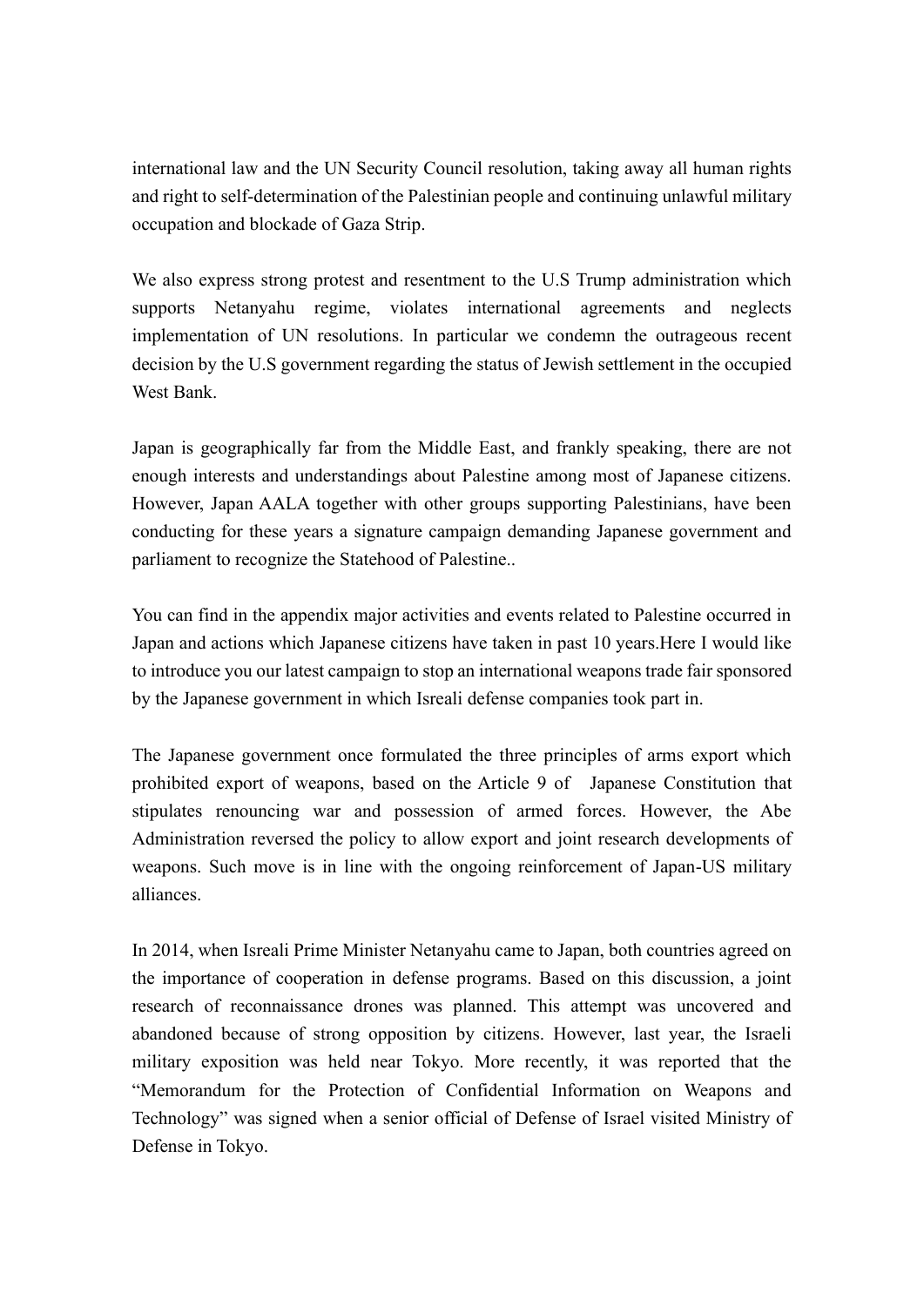international law and the UN Security Council resolution, taking away all human rights and right to self-determination of the Palestinian people and continuing unlawful military occupation and blockade of Gaza Strip.

We also express strong protest and resentment to the U.S Trump administration which supports Netanyahu regime, violates international agreements and neglects implementation of UN resolutions. In particular we condemn the outrageous recent decision by the U.S government regarding the status of Jewish settlement in the occupied West Bank.

Japan is geographically far from the Middle East, and frankly speaking, there are not enough interests and understandings about Palestine among most of Japanese citizens. However, Japan AALA together with other groups supporting Palestinians, have been conducting for these years a signature campaign demanding Japanese government and parliament to recognize the Statehood of Palestine..

You can find in the appendix major activities and events related to Palestine occurred in Japan and actions which Japanese citizens have taken in past 10 years.Here I would like to introduce you our latest campaign to stop an international weapons trade fair sponsored by the Japanese government in which Isreali defense companies took part in.

The Japanese government once formulated the three principles of arms export which prohibited export of weapons, based on the Article 9 of Japanese Constitution that stipulates renouncing war and possession of armed forces. However, the Abe Administration reversed the policy to allow export and joint research developments of weapons. Such move is in line with the ongoing reinforcement of Japan-US military alliances.

In 2014, when Isreali Prime Minister Netanyahu came to Japan, both countries agreed on the importance of cooperation in defense programs. Based on this discussion, a joint research of reconnaissance drones was planned. This attempt was uncovered and abandoned because of strong opposition by citizens. However, last year, the Israeli military exposition was held near Tokyo. More recently, it was reported that the "Memorandum for the Protection of Confidential Information on Weapons and Technology" was signed when a senior official of Defense of Israel visited Ministry of Defense in Tokyo.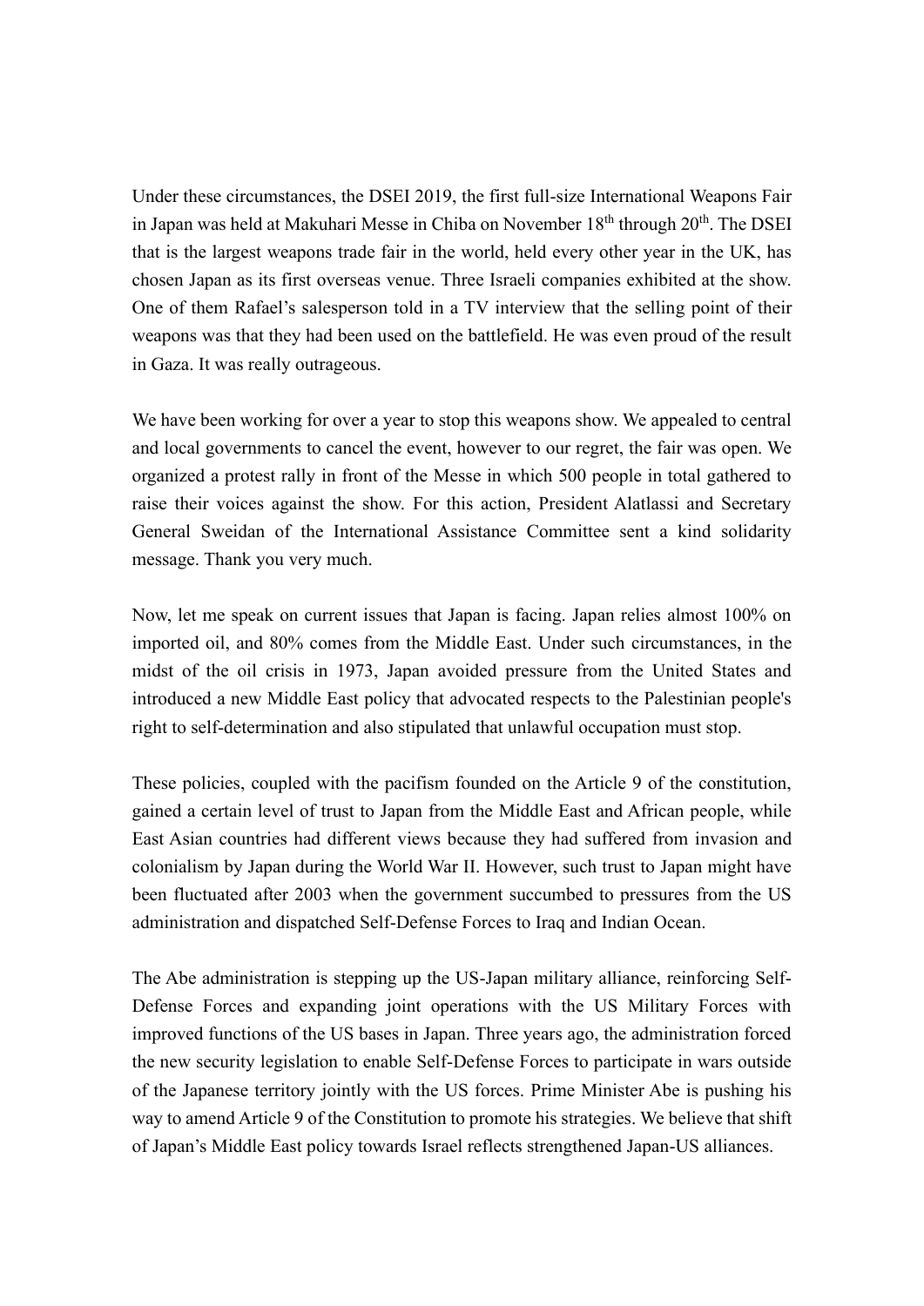Under these circumstances, the DSEI 2019, the first full-size International Weapons Fair in Japan was held at Makuhari Messe in Chiba on November 18th through 20th. The DSEI that is the largest weapons trade fair in the world, held every other year in the UK, has chosen Japan as its first overseas venue. Three Israeli companies exhibited at the show. One of them Rafael's salesperson told in a TV interview that the selling point of their weapons was that they had been used on the battlefield. He was even proud of the result in Gaza. It was really outrageous.

We have been working for over a year to stop this weapons show. We appealed to central and local governments to cancel the event, however to our regret, the fair was open. We organized a protest rally in front of the Messe in which 500 people in total gathered to raise their voices against the show. For this action, President Alatlassi and Secretary General Sweidan of the International Assistance Committee sent a kind solidarity message. Thank you very much.

Now, let me speak on current issues that Japan is facing. Japan relies almost 100% on imported oil, and 80% comes from the Middle East. Under such circumstances, in the midst of the oil crisis in 1973, Japan avoided pressure from the United States and introduced a new Middle East policy that advocated respects to the Palestinian people's right to self-determination and also stipulated that unlawful occupation must stop.

These policies, coupled with the pacifism founded on the Article 9 of the constitution, gained a certain level of trust to Japan from the Middle East and African people, while East Asian countries had different views because they had suffered from invasion and colonialism by Japan during the World War II. However, such trust to Japan might have been fluctuated after 2003 when the government succumbed to pressures from the US administration and dispatched Self-Defense Forces to Iraq and Indian Ocean.

The Abe administration is stepping up the US-Japan military alliance, reinforcing Self-Defense Forces and expanding joint operations with the US Military Forces with improved functions of the US bases in Japan. Three years ago, the administration forced the new security legislation to enable Self-Defense Forces to participate in wars outside of the Japanese territory jointly with the US forces. Prime Minister Abe is pushing his way to amend Article 9 of the Constitution to promote his strategies. We believe that shift of Japan's Middle East policy towards Israel reflects strengthened Japan-US alliances.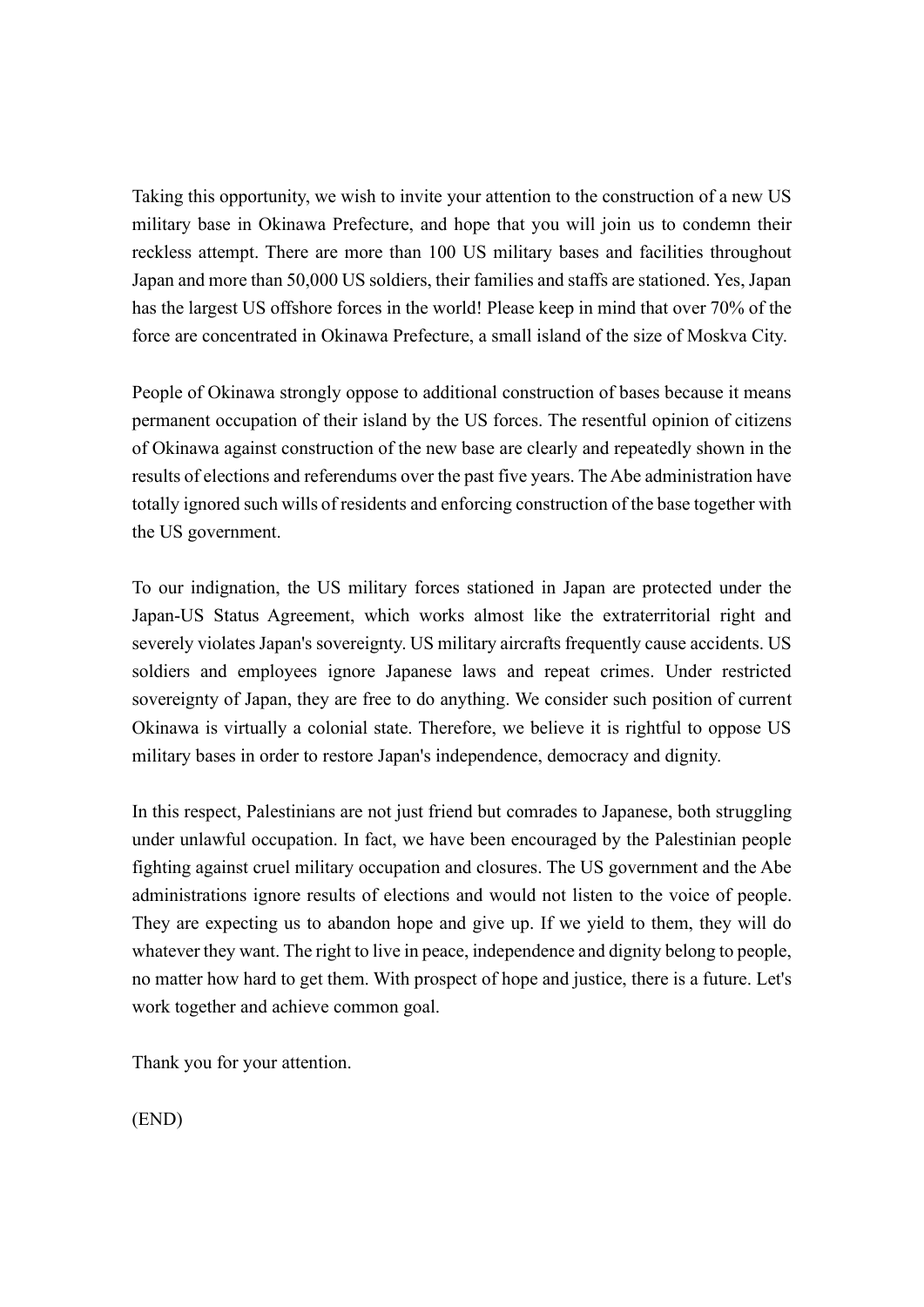Taking this opportunity, we wish to invite your attention to the construction of a new US military base in Okinawa Prefecture, and hope that you will join us to condemn their reckless attempt. There are more than 100 US military bases and facilities throughout Japan and more than 50,000 US soldiers, their families and staffs are stationed. Yes, Japan has the largest US offshore forces in the world! Please keep in mind that over 70% of the force are concentrated in Okinawa Prefecture, a small island of the size of Moskva City.

People of Okinawa strongly oppose to additional construction of bases because it means permanent occupation of their island by the US forces. The resentful opinion of citizens of Okinawa against construction of the new base are clearly and repeatedly shown in the results of elections and referendums over the past five years. The Abe administration have totally ignored such wills of residents and enforcing construction of the base together with the US government.

To our indignation, the US military forces stationed in Japan are protected under the Japan-US Status Agreement, which works almost like the extraterritorial right and severely violates Japan's sovereignty. US military aircrafts frequently cause accidents. US soldiers and employees ignore Japanese laws and repeat crimes. Under restricted sovereignty of Japan, they are free to do anything. We consider such position of current Okinawa is virtually a colonial state. Therefore, we believe it is rightful to oppose US military bases in order to restore Japan's independence, democracy and dignity.

In this respect, Palestinians are not just friend but comrades to Japanese, both struggling under unlawful occupation. In fact, we have been encouraged by the Palestinian people fighting against cruel military occupation and closures. The US government and the Abe administrations ignore results of elections and would not listen to the voice of people. They are expecting us to abandon hope and give up. If we yield to them, they will do whatever they want. The right to live in peace, independence and dignity belong to people, no matter how hard to get them. With prospect of hope and justice, there is a future. Let's work together and achieve common goal.

Thank you for your attention.

(END)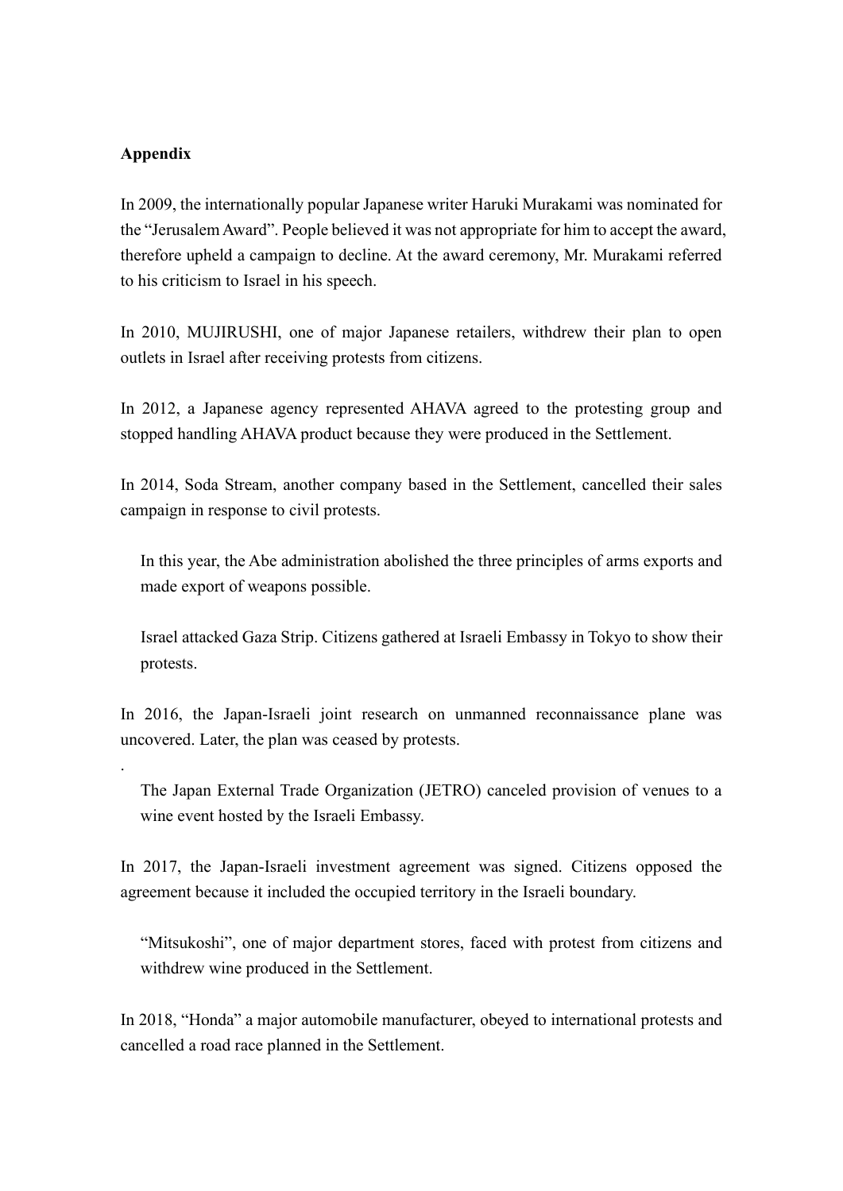**Appendix**

In 2009, the internationally popular Japanese writer Haruki Murakami was nominated for the "Jerusalem Award". People believed it was not appropriate for him to accept the award, therefore upheld a campaign to decline. At the award ceremony, Mr. Murakami referred to his criticism to Israel in his speech.

In 2010, MUJIRUSHI, one of major Japanese retailers, withdrew their plan to open outlets in Israel after receiving protests from citizens.

In 2012, a Japanese agency represented AHAVA agreed to the protesting group and stopped handling AHAVA product because they were produced in the Settlement.

In 2014, Soda Stream, another company based in the Settlement, cancelled their sales campaign in response to civil protests.

In this year, the Abe administration abolished the three principles of arms exports and made export of weapons possible.

Israel attacked Gaza Strip. Citizens gathered at Israeli Embassy in Tokyo to show their protests.

In 2016, the Japan-Israeli joint research on unmanned reconnaissance plane was uncovered. Later, the plan was ceased by protests.

.

The Japan External Trade Organization (JETRO) canceled provision of venues to a wine event hosted by the Israeli Embassy.

In 2017, the Japan-Israeli investment agreement was signed. Citizens opposed the agreement because it included the occupied territory in the Israeli boundary.

"Mitsukoshi", one of major department stores, faced with protest from citizens and withdrew wine produced in the Settlement.

In 2018, "Honda" a major automobile manufacturer, obeyed to international protests and cancelled a road race planned in the Settlement.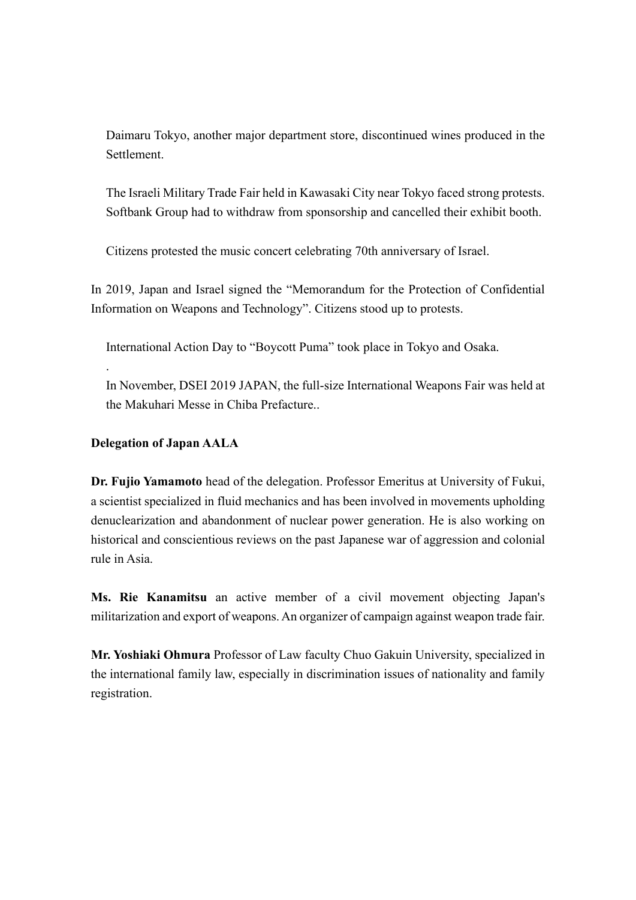Daimaru Tokyo, another major department store, discontinued wines produced in the Settlement.

The Israeli Military Trade Fair held in Kawasaki City near Tokyo faced strong protests. Softbank Group had to withdraw from sponsorship and cancelled their exhibit booth.

Citizens protested the music concert celebrating 70th anniversary of Israel.

In 2019, Japan and Israel signed the "Memorandum for the Protection of Confidential Information on Weapons and Technology". Citizens stood up to protests.

International Action Day to "Boycott Puma" took place in Tokyo and Osaka.

.

In November, DSEI 2019 JAPAN, the full-size International Weapons Fair was held at the Makuhari Messe in Chiba Prefacture..

**Delegation of Japan AALA**

**Dr. Fujio Yamamoto** head of the delegation. Professor Emeritus at University of Fukui, a scientist specialized in fluid mechanics and has been involved in movements upholding denuclearization and abandonment of nuclear power generation. He is also working on historical and conscientious reviews on the past Japanese war of aggression and colonial rule in Asia.

**Ms. Rie Kanamitsu** an active member of a civil movement objecting Japan's militarization and export of weapons. An organizer of campaign against weapon trade fair.

**Mr. Yoshiaki Ohmura** Professor of Law faculty Chuo Gakuin University, specialized in the international family law, especially in discrimination issues of nationality and family registration.